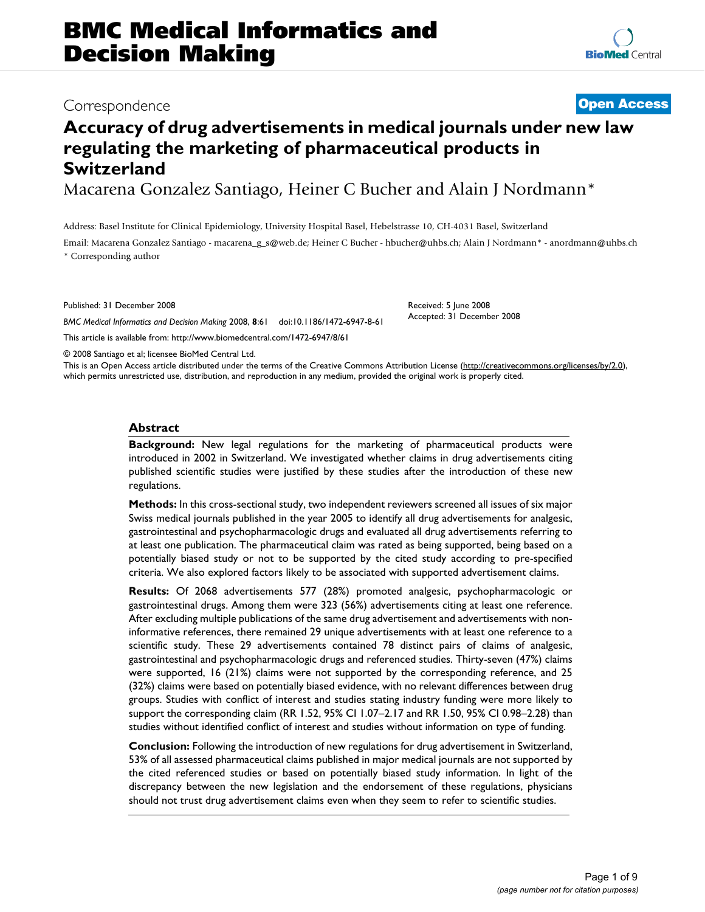# Accuracy of drug advertisements in medical journals under new law regulating the marketing of pharmaceutical products in Switzerland

Correspondence

**Open Access**

Macarena Gonzalez Santiago, Heiner C Bucher and Alain J Nordmann*

Address: Basel Institute for Clinical Epidemiology, University Hospital Basel, Hebelstrasse 10, CH-4031 Basel, Switzerland

Email: Macarena Gonzalez Santiago - macarena_g_s@web.de; Heiner C Bucher - hbucher@uhbs.ch; Alain J Nordmann* - anordmann@uhbs.ch

* Corresponding author

Published: 31 December 2008

*BMC Medical Informatics and Decision Making* 2008, **8**:61 doi:10.1186/1472-6947-8-61

Received: 5 June 2008

Accepted: 31 December 2008

This article is available from: http://www.biomedcentral.com/1472-6947/8/61

© 2008 Santiago et al; licensee BioMed Central Ltd.

This is an Open Access article distributed under the terms of the Creative Commons Attribution License (http://creativecommons.org/licenses/by/2.0), which permits unrestricted use, distribution, and reproduction in any medium, provided the original work is properly cited.

## Abstract

**Background:** New legal regulations for the marketing of pharmaceutical products were introduced in 2002 in Switzerland. We investigated whether claims in drug advertisements citing published scientific studies were justified by these studies after the introduction of these new regulations.

**Methods:** In this cross-sectional study, two independent reviewers screened all issues of six major Swiss medical journals published in the year 2005 to identify all drug advertisements for analgesic, gastrointestinal and psychopharmacologic drugs and evaluated all drug advertisements referring to at least one publication. The pharmaceutical claim was rated as being supported, being based on a potentially biased study or not to be supported by the cited study according to pre-specified criteria. We also explored factors likely to be associated with supported advertisement claims.

**Results:** Of 2068 advertisements 577 (28%) promoted analgesic, psychopharmacologic or gastrointestinal drugs. Among them were 323 (56%) advertisements citing at least one reference. After excluding multiple publications of the same drug advertisement and advertisements with non-informative references, there remained 29 unique advertisements with at least one reference to a scientific study. These 29 advertisements contained 78 distinct pairs of claims of analgesic, gastrointestinal and psychopharmacologic drugs and referenced studies. Thirty-seven (47%) claims were supported, 16 (21%) claims were not supported by the corresponding reference, and 25 (32%) claims were based on potentially biased evidence, with no relevant differences between drug groups. Studies with conflict of interest and studies stating industry funding were more likely to support the corresponding claim (RR 1.52, 95% CI 1.07–2.17 and RR 1.50, 95% CI 0.98–2.28) than studies without identified conflict of interest and studies without information on type of funding.

**Conclusion:** Following the introduction of new regulations for drug advertisement in Switzerland, 53% of all assessed pharmaceutical claims published in major medical journals are not supported by the cited referenced studies or based on potentially biased study information. In light of the discrepancy between the new legislation and the endorsement of these regulations, physicians should not trust drug advertisement claims even when they seem to refer to scientific studies.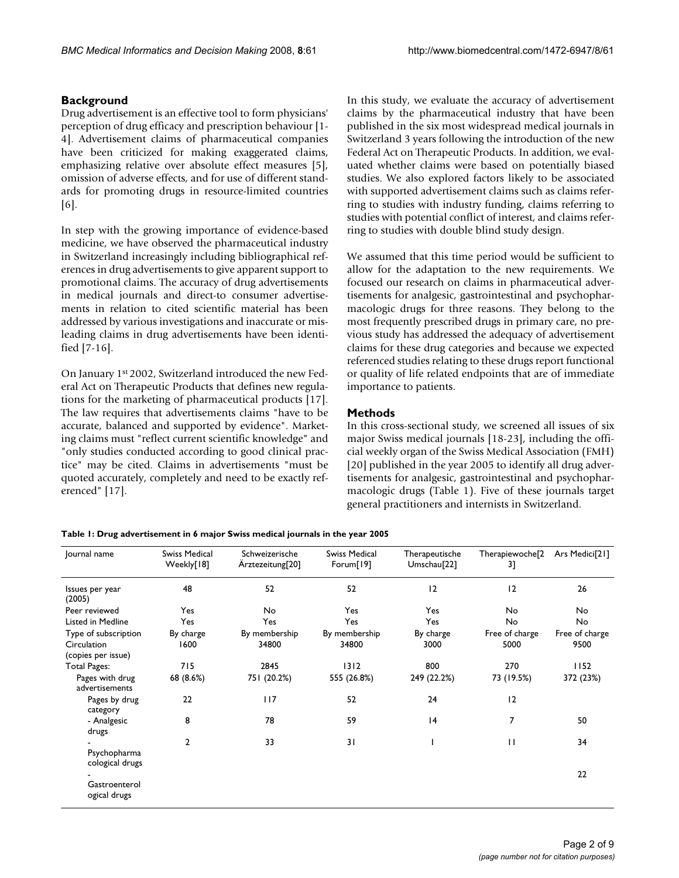## Background

Drug advertisement is an effective tool to form physicians' perception of drug efficacy and prescription behaviour [1-4]. Advertisement claims of pharmaceutical companies have been criticized for making exaggerated claims, emphasizing relative over absolute effect measures [5], omission of adverse effects, and for use of different standards for promoting drugs in resource-limited countries [6].

In step with the growing importance of evidence-based medicine, we have observed the pharmaceutical industry in Switzerland increasingly including bibliographical references in drug advertisements to give apparent support to promotional claims. The accuracy of drug advertisements in medical journals and direct-to consumer advertisements in relation to cited scientific material has been addressed by various investigations and inaccurate or misleading claims in drug advertisements have been identified [7-16].

On January 1st 2002, Switzerland introduced the new Federal Act on Therapeutic Products that defines new regulations for the marketing of pharmaceutical products [17]. The law requires that advertisements claims "have to be accurate, balanced and supported by evidence". Marketing claims must "reflect current scientific knowledge" and "only studies conducted according to good clinical practice" may be cited. Claims in advertisements "must be quoted accurately, completely and need to be exactly referenced" [17].

In this study, we evaluate the accuracy of advertisement claims by the pharmaceutical industry that have been published in the six most widespread medical journals in Switzerland 3 years following the introduction of the new Federal Act on Therapeutic Products. In addition, we evaluated whether claims were based on potentially biased studies. We also explored factors likely to be associated with supported advertisement claims such as claims referring to studies with industry funding, claims referring to studies with potential conflict of interest, and claims referring to studies with double blind study design.

We assumed that this time period would be sufficient to allow for the adaptation to the new requirements. We focused our research on claims in pharmaceutical advertisements for analgesic, gastrointestinal and psychopharmacologic drugs for three reasons. They belong to the most frequently prescribed drugs in primary care, no previous study has addressed the adequacy of advertisement claims for these drug categories and because we expected referenced studies relating to these drugs report functional or quality of life related endpoints that are of immediate importance to patients.

## Methods

In this cross-sectional study, we screened all issues of six major Swiss medical journals [18-23], including the official weekly organ of the Swiss Medical Association (FMH) [20] published in the year 2005 to identify all drug advertisements for analgesic, gastrointestinal and psychopharmacologic drugs (Table 1). Five of these journals target general practitioners and internists in Switzerland.

**Table 1: Drug advertisement in 6 major Swiss medical journals in the year 2005**

| Journal name | Swiss Medical Weekly[18] | Schweizerische Ärztezeitung[20] | Swiss Medical Forum[19] | Therapeutische Umschau[22] | Therapiewoche[23] | Ars Medici[21] |
|---|---|---|---|---|---|---|
| Issues per year (2005) | 48 | 52 | 52 | 12 | 12 | 26 |
| Peer reviewed | Yes | No | Yes | Yes | No | No |
| Listed in Medline | Yes | Yes | Yes | Yes | No | No |
| Type of subscription | By charge | By membership | By membership | By charge | Free of charge | Free of charge |
| Circulation (copies per issue) | 1600 | 34800 | 34800 | 3000 | 5000 | 9500 |
| Total Pages: | 715 | 2845 | 1312 | 800 | 270 | 1152 |
| Pages with drug advertisements | 68 (8.6%) | 751 (20.2%) | 555 (26.8%) | 249 (22.2%) | 73 (19.5%) | 372 (23%) |
| Pages by drug category | 22 | 117 | 52 | 24 | 12 | |
| - Analgesic drugs | 8 | 78 | 59 | 14 | 7 | 50 |
| - Psychopharmacological drugs | 2 | 33 | 31 | 1 | 11 | 34 |
| - Gastroenterological drugs | | | | | | 22 |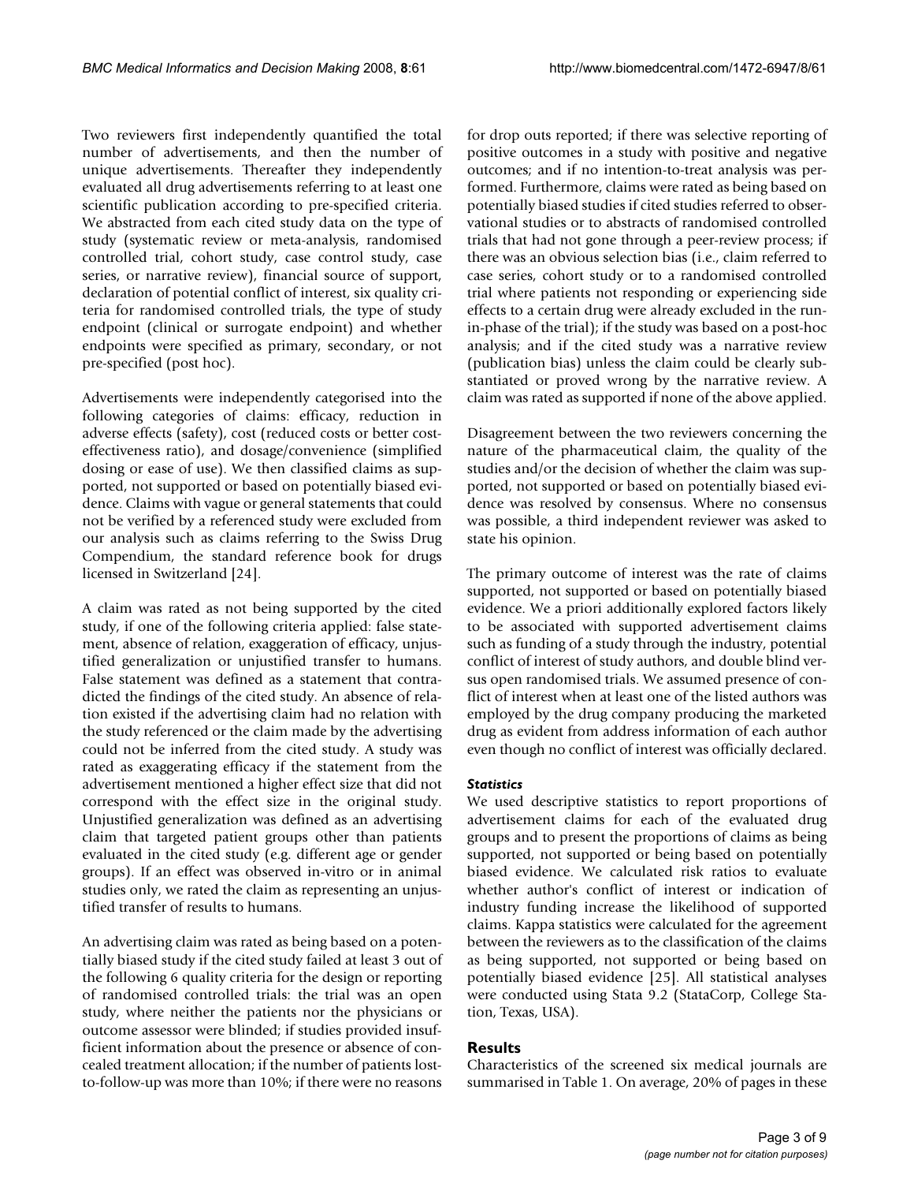Two reviewers first independently quantified the total number of advertisements, and then the number of unique advertisements. Thereafter they independently evaluated all drug advertisements referring to at least one scientific publication according to pre-specified criteria. We abstracted from each cited study data on the type of study (systematic review or meta-analysis, randomised controlled trial, cohort study, case control study, case series, or narrative review), financial source of support, declaration of potential conflict of interest, six quality criteria for randomised controlled trials, the type of study endpoint (clinical or surrogate endpoint) and whether endpoints were specified as primary, secondary, or not pre-specified (post hoc).

Advertisements were independently categorised into the following categories of claims: efficacy, reduction in adverse effects (safety), cost (reduced costs or better cost-effectiveness ratio), and dosage/convenience (simplified dosing or ease of use). We then classified claims as supported, not supported or based on potentially biased evidence. Claims with vague or general statements that could not be verified by a referenced study were excluded from our analysis such as claims referring to the Swiss Drug Compendium, the standard reference book for drugs licensed in Switzerland [24].

A claim was rated as not being supported by the cited study, if one of the following criteria applied: false statement, absence of relation, exaggeration of efficacy, unjustified generalization or unjustified transfer to humans. False statement was defined as a statement that contradicted the findings of the cited study. An absence of relation existed if the advertising claim had no relation with the study referenced or the claim made by the advertising could not be inferred from the cited study. A study was rated as exaggerating efficacy if the statement from the advertisement mentioned a higher effect size that did not correspond with the effect size in the original study. Unjustified generalization was defined as an advertising claim that targeted patient groups other than patients evaluated in the cited study (e.g. different age or gender groups). If an effect was observed in-vitro or in animal studies only, we rated the claim as representing an unjustified transfer of results to humans.

An advertising claim was rated as being based on a potentially biased study if the cited study failed at least 3 out of the following 6 quality criteria for the design or reporting of randomised controlled trials: the trial was an open study, where neither the patients nor the physicians or outcome assessor were blinded; if studies provided insufficient information about the presence or absence of concealed treatment allocation; if the number of patients lost-to-follow-up was more than 10%; if there were no reasons for drop outs reported; if there was selective reporting of positive outcomes in a study with positive and negative outcomes; and if no intention-to-treat analysis was performed. Furthermore, claims were rated as being based on potentially biased studies if cited studies referred to observational studies or to abstracts of randomised controlled trials that had not gone through a peer-review process; if there was an obvious selection bias (i.e., claim referred to case series, cohort study or to a randomised controlled trial where patients not responding or experiencing side effects to a certain drug were already excluded in the run-in-phase of the trial); if the study was based on a post-hoc analysis; and if the cited study was a narrative review (publication bias) unless the claim could be clearly substantiated or proved wrong by the narrative review. A claim was rated as supported if none of the above applied.

Disagreement between the two reviewers concerning the nature of the pharmaceutical claim, the quality of the studies and/or the decision of whether the claim was supported, not supported or based on potentially biased evidence was resolved by consensus. Where no consensus was possible, a third independent reviewer was asked to state his opinion.

The primary outcome of interest was the rate of claims supported, not supported or based on potentially biased evidence. We a priori additionally explored factors likely to be associated with supported advertisement claims such as funding of a study through the industry, potential conflict of interest of study authors, and double blind versus open randomised trials. We assumed presence of conflict of interest when at least one of the listed authors was employed by the drug company producing the marketed drug as evident from address information of each author even though no conflict of interest was officially declared.

#### *Statistics*

We used descriptive statistics to report proportions of advertisement claims for each of the evaluated drug groups and to present the proportions of claims as being supported, not supported or being based on potentially biased evidence. We calculated risk ratios to evaluate whether author's conflict of interest or indication of industry funding increase the likelihood of supported claims. Kappa statistics were calculated for the agreement between the reviewers as to the classification of the claims as being supported, not supported or being based on potentially biased evidence [25]. All statistical analyses were conducted using Stata 9.2 (StataCorp, College Station, Texas, USA).

## Results

Characteristics of the screened six medical journals are summarised in Table 1. On average, 20% of pages in these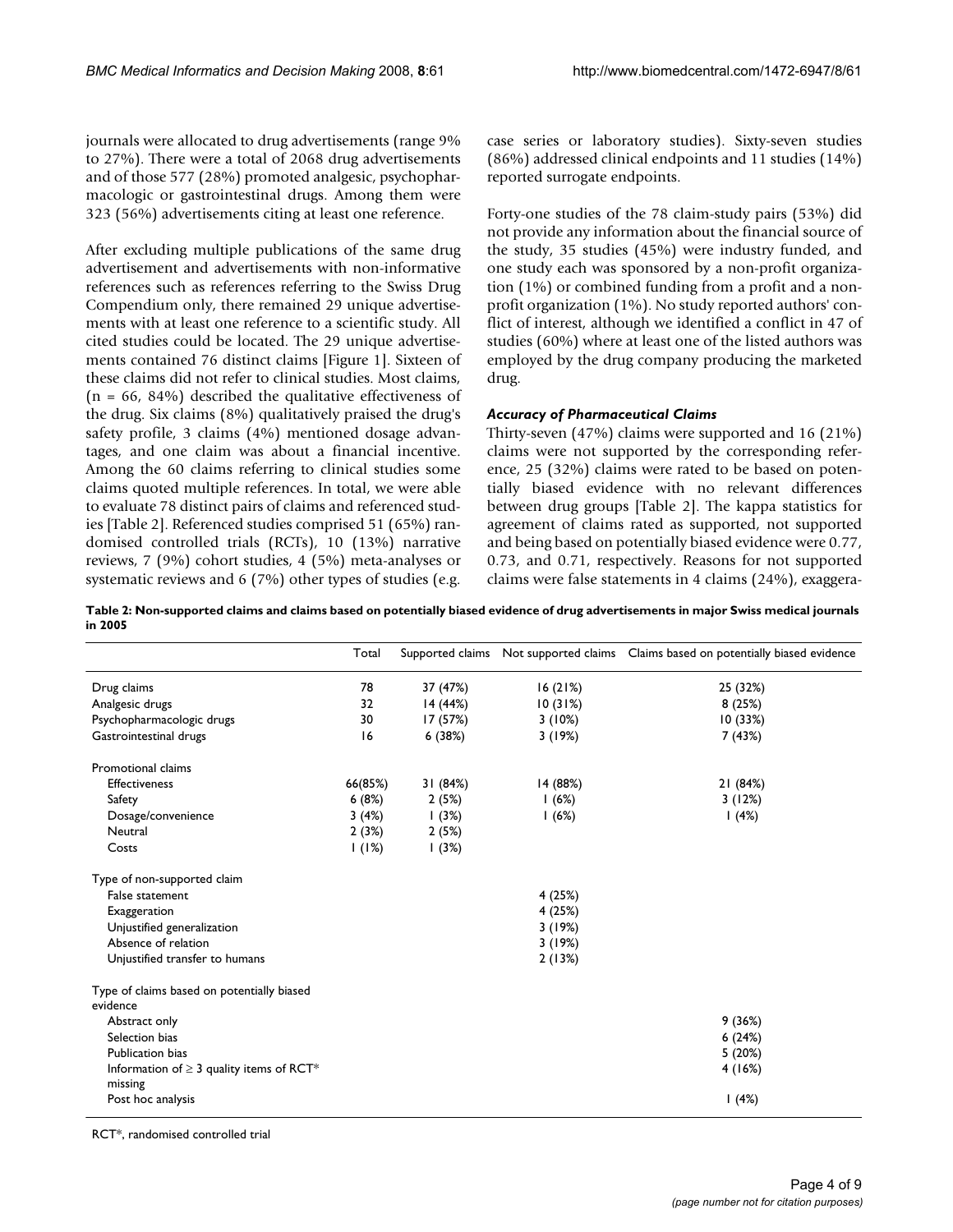journals were allocated to drug advertisements (range 9% to 27%). There were a total of 2068 drug advertisements and of those 577 (28%) promoted analgesic, psychopharmacologic or gastrointestinal drugs. Among them were 323 (56%) advertisements citing at least one reference.

After excluding multiple publications of the same drug advertisement and advertisements with non-informative references such as references referring to the Swiss Drug Compendium only, there remained 29 unique advertisements with at least one reference to a scientific study. All cited studies could be located. The 29 unique advertisements contained 76 distinct claims [Figure 1]. Sixteen of these claims did not refer to clinical studies. Most claims, (n = 66, 84%) described the qualitative effectiveness of the drug. Six claims (8%) qualitatively praised the drug's safety profile, 3 claims (4%) mentioned dosage advantages, and one claim was about a financial incentive. Among the 60 claims referring to clinical studies some claims quoted multiple references. In total, we were able to evaluate 78 distinct pairs of claims and referenced studies [Table 2]. Referenced studies comprised 51 (65%) randomised controlled trials (RCTs), 10 (13%) narrative reviews, 7 (9%) cohort studies, 4 (5%) meta-analyses or systematic reviews and 6 (7%) other types of studies (e.g. case series or laboratory studies). Sixty-seven studies (86%) addressed clinical endpoints and 11 studies (14%) reported surrogate endpoints.

Forty-one studies of the 78 claim-study pairs (53%) did not provide any information about the financial source of the study, 35 studies (45%) were industry funded, and one study each was sponsored by a non-profit organization (1%) or combined funding from a profit and a non-profit organization (1%). No study reported authors' conflict of interest, although we identified a conflict in 47 of studies (60%) where at least one of the listed authors was employed by the drug company producing the marketed drug.

### *Accuracy of Pharmaceutical Claims*

Thirty-seven (47%) claims were supported and 16 (21%) claims were not supported by the corresponding reference, 25 (32%) claims were rated to be based on potentially biased evidence with no relevant differences between drug groups [Table 2]. The kappa statistics for agreement of claims rated as supported, not supported and being based on potentially biased evidence were 0.77, 0.73, and 0.71, respectively. Reasons for not supported claims were false statements in 4 claims (24%), exaggera-

**Table 2: Non-supported claims and claims based on potentially biased evidence of drug advertisements in major Swiss medical journals in 2005**

| | Total | Supported claims | Not supported claims | Claims based on potentially biased evidence |
|---|---|---|---|---|
| Drug claims | 78 | 37 (47%) | 16 (21%) | 25 (32%) |
| Analgesic drugs | 32 | 14 (44%) | 10 (31%) | 8 (25%) |
| Psychopharmacologic drugs | 30 | 17 (57%) | 3 (10%) | 10 (33%) |
| Gastrointestinal drugs | 16 | 6 (38%) | 3 (19%) | 7 (43%) |
| Promotional claims | | | | |
| Effectiveness | 66(85%) | 31 (84%) | 14 (88%) | 21 (84%) |
| Safety | 6 (8%) | 2 (5%) | 1 (6%) | 3 (12%) |
| Dosage/convenience | 3 (4%) | 1 (3%) | 1 (6%) | 1 (4%) |
| Neutral | 2 (3%) | 2 (5%) | | |
| Costs | 1 (1%) | 1 (3%) | | |
| Type of non-supported claim | | | | |
| False statement | | | 4 (25%) | |
| Exaggeration | | | 4 (25%) | |
| Unjustified generalization | | | 3 (19%) | |
| Absence of relation | | | 3 (19%) | |
| Unjustified transfer to humans | | | 2 (13%) | |
| Type of claims based on potentially biased evidence | | | | |
| Abstract only | | | | 9 (36%) |
| Selection bias | | | | 6 (24%) |
| Publication bias | | | | 5 (20%) |
| Information of ≥ 3 quality items of RCT* missing | | | | 4 (16%) |
| Post hoc analysis | | | | 1 (4%) |

RCT*, randomised controlled trial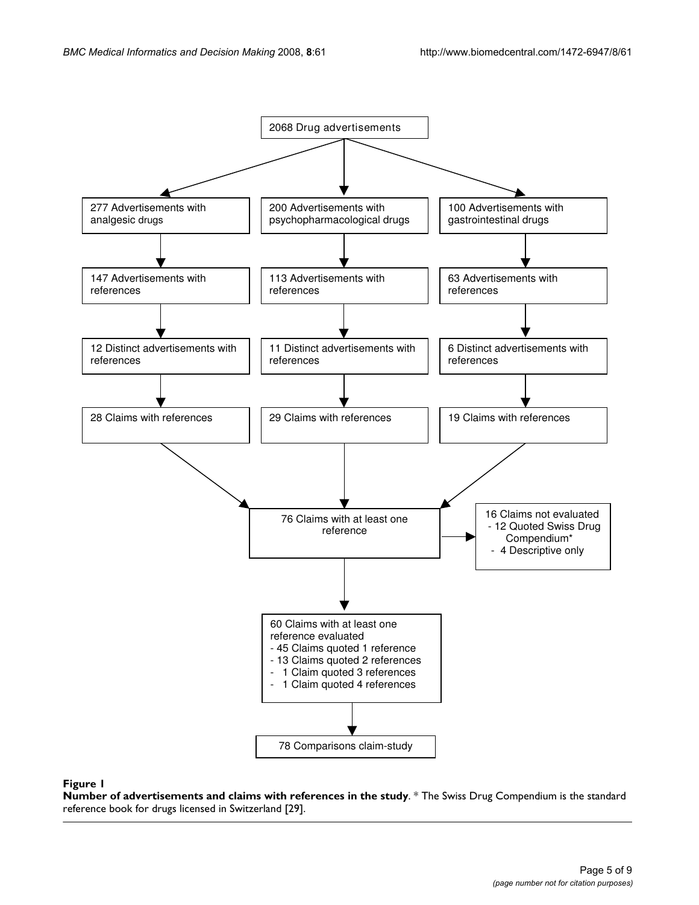2068 Drug advertisements

277 Advertisements with analgesic drugs

200 Advertisements with psychopharmacological drugs

100 Advertisements with gastrointestinal drugs

147 Advertisements with references

113 Advertisements with references

63 Advertisements with references

12 Distinct advertisements with references

11 Distinct advertisements with references

6 Distinct advertisements with references

28 Claims with references

29 Claims with references

19 Claims with references

76 Claims with at least one reference

16 Claims not evaluated
- 12 Quoted Swiss Drug Compendium*
- 4 Descriptive only

60 Claims with at least one reference evaluated
- 45 Claims quoted 1 reference
- 13 Claims quoted 2 references
- 1 Claim quoted 3 references
- 1 Claim quoted 4 references

78 Comparisons claim-study

**Figure 1**
**Number of advertisements and claims with references in the study**. * The Swiss Drug Compendium is the standard reference book for drugs licensed in Switzerland [29].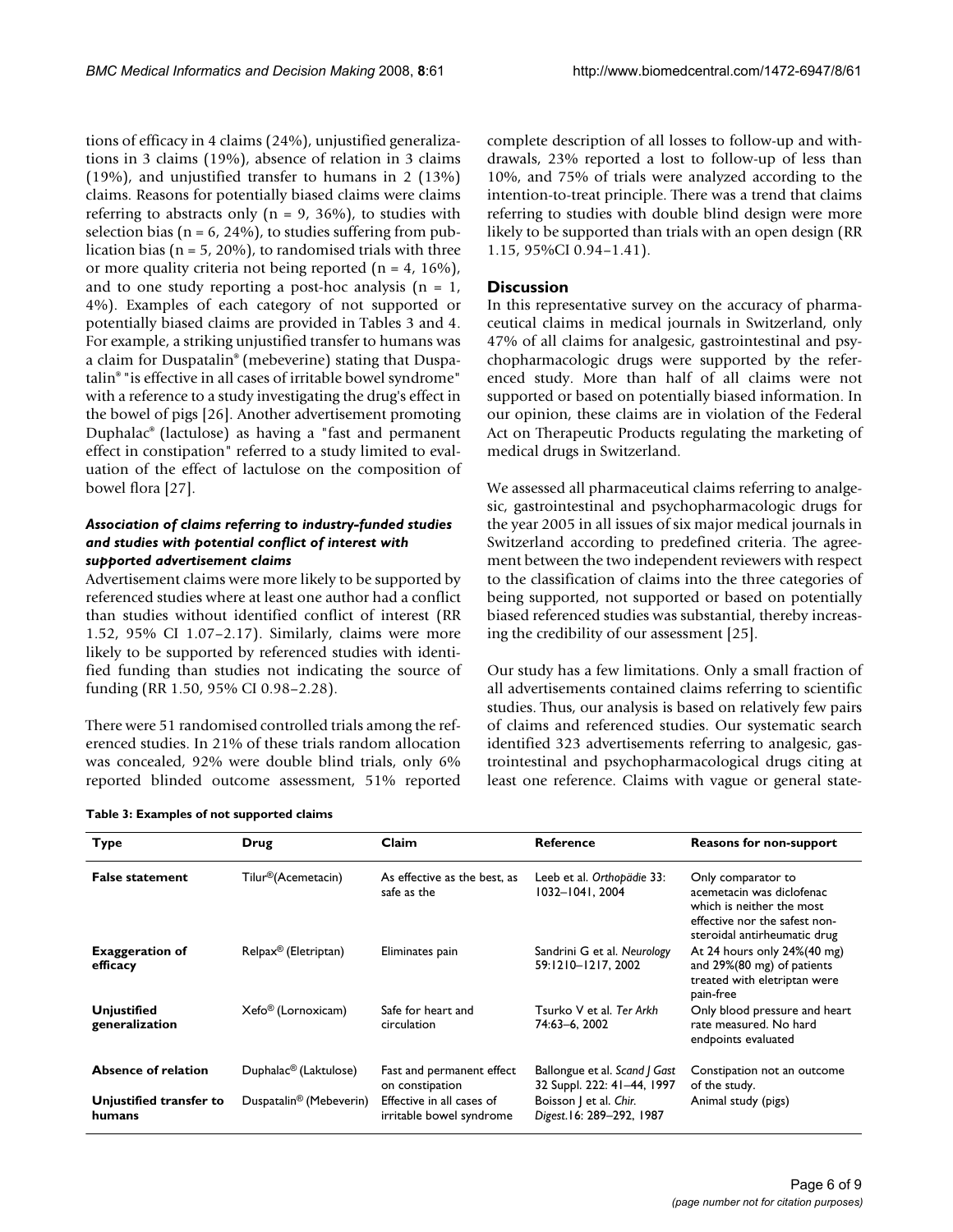tions of efficacy in 4 claims (24%), unjustified generalizations in 3 claims (19%), absence of relation in 3 claims (19%), and unjustified transfer to humans in 2 (13%) claims. Reasons for potentially biased claims were claims referring to abstracts only (n = 9, 36%), to studies with selection bias (n = 6, 24%), to studies suffering from publication bias (n = 5, 20%), to randomised trials with three or more quality criteria not being reported (n = 4, 16%), and to one study reporting a post-hoc analysis (n = 1, 4%). Examples of each category of not supported or potentially biased claims are provided in Tables 3 and 4. For example, a striking unjustified transfer to humans was a claim for Duspatalin® (mebeverine) stating that Duspatalin® "is effective in all cases of irritable bowel syndrome" with a reference to a study investigating the drug's effect in the bowel of pigs [26]. Another advertisement promoting Duphalac® (lactulose) as having a "fast and permanent effect in constipation" referred to a study limited to evaluation of the effect of lactulose on the composition of bowel flora [27].

#### *Association of claims referring to industry-funded studies and studies with potential conflict of interest with supported advertisement claims*

Advertisement claims were more likely to be supported by referenced studies where at least one author had a conflict than studies without identified conflict of interest (RR 1.52, 95% CI 1.07–2.17). Similarly, claims were more likely to be supported by referenced studies with identified funding than studies not indicating the source of funding (RR 1.50, 95% CI 0.98–2.28).

There were 51 randomised controlled trials among the referenced studies. In 21% of these trials random allocation was concealed, 92% were double blind trials, only 6% reported blinded outcome assessment, 51% reported complete description of all losses to follow-up and withdrawals, 23% reported a lost to follow-up of less than 10%, and 75% of trials were analyzed according to the intention-to-treat principle. There was a trend that claims referring to studies with double blind design were more likely to be supported than trials with an open design (RR 1.15, 95%CI 0.94–1.41).

### Discussion

In this representative survey on the accuracy of pharmaceutical claims in medical journals in Switzerland, only 47% of all claims for analgesic, gastrointestinal and psychopharmacologic drugs were supported by the referenced study. More than half of all claims were not supported or based on potentially biased information. In our opinion, these claims are in violation of the Federal Act on Therapeutic Products regulating the marketing of medical drugs in Switzerland.

We assessed all pharmaceutical claims referring to analgesic, gastrointestinal and psychopharmacologic drugs for the year 2005 in all issues of six major medical journals in Switzerland according to predefined criteria. The agreement between the two independent reviewers with respect to the classification of claims into the three categories of being supported, not supported or based on potentially biased referenced studies was substantial, thereby increasing the credibility of our assessment [25].

Our study has a few limitations. Only a small fraction of all advertisements contained claims referring to scientific studies. Thus, our analysis is based on relatively few pairs of claims and referenced studies. Our systematic search identified 323 advertisements referring to analgesic, gastrointestinal and psychopharmacological drugs citing at least one reference. Claims with vague or general state-

**Table 3: Examples of not supported claims**

| Type | Drug | Claim | Reference | Reasons for non-support |
|---|---|---|---|---|
| **False statement** | Tilur®(Acemetacin) | As effective as the best, as safe as the | Leeb et al. *Orthopädie* 33: 1032–1041, 2004 | Only comparator to acemetacin was diclofenac which is neither the most effective nor the safest non-steroidal antirheumatic drug |
| **Exaggeration of efficacy** | Relpax® (Eletriptan) | Eliminates pain | Sandrini G et al. *Neurology* 59:1210–1217, 2002 | At 24 hours only 24%(40 mg) and 29%(80 mg) of patients treated with eletriptan were pain-free |
| **Unjustified generalization** | Xefo® (Lornoxicam) | Safe for heart and circulation | Tsurko V et al. *Ter Arkh* 74:63–6, 2002 | Only blood pressure and heart rate measured. No hard endpoints evaluated |
| **Absence of relation** | Duphalac® (Laktulose) | Fast and permanent effect on constipation | Ballongue et al. *Scand J Gast* 32 Suppl. 222: 41–44, 1997 | Constipation not an outcome of the study. |
| **Unjustified transfer to humans** | Duspatalin® (Mebeverin) | Effective in all cases of irritable bowel syndrome | Boisson J et al. *Chir. Digest.*16: 289–292, 1987 | Animal study (pigs) |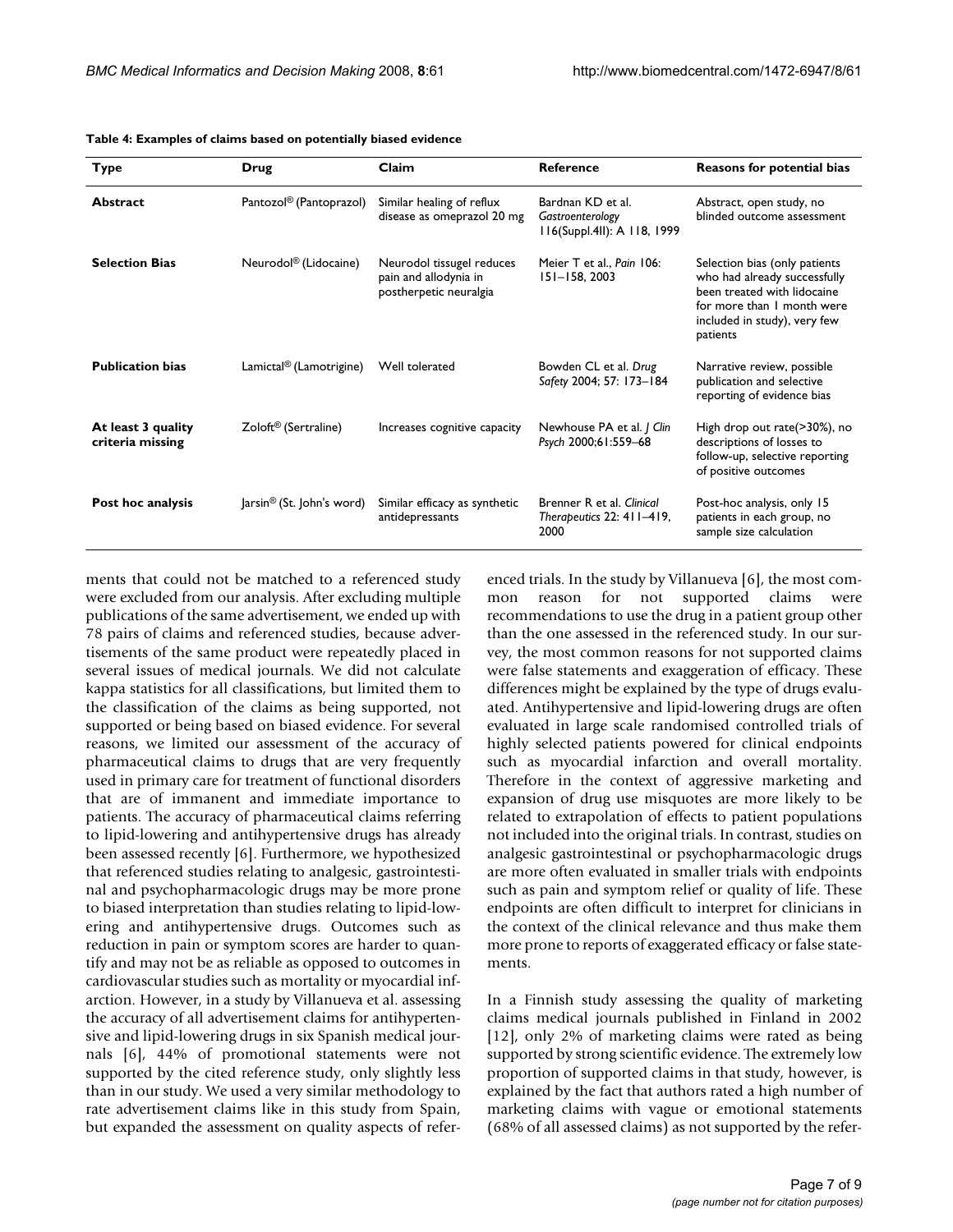**Table 4: Examples of claims based on potentially biased evidence**

| Type | Drug | Claim | Reference | Reasons for potential bias |
| --- | --- | --- | --- | --- |
| **Abstract** | Pantozol® (Pantoprazol) | Similar healing of reflux disease as omeprazol 20 mg | Bardnan KD et al. *Gastroenterology* 116(Suppl.4II): A 118, 1999 | Abstract, open study, no blinded outcome assessment |
| **Selection Bias** | Neurodol® (Lidocaine) | Neurodol tissugel reduces pain and allodynia in postherpetic neuralgia | Meier T et al., *Pain* 106: 151–158, 2003 | Selection bias (only patients who had already successfully been treated with lidocaine for more than 1 month were included in study), very few patients |
| **Publication bias** | Lamictal® (Lamotrigine) | Well tolerated | Bowden CL et al. *Drug Safety* 2004; 57: 173–184 | Narrative review, possible publication and selective reporting of evidence bias |
| **At least 3 quality criteria missing** | Zoloft® (Sertraline) | Increases cognitive capacity | Newhouse PA et al. *J Clin Psych* 2000;61:559–68 | High drop out rate(>30%), no descriptions of losses to follow-up, selective reporting of positive outcomes |
| **Post hoc analysis** | Jarsin® (St. John's word) | Similar efficacy as synthetic antidepressants | Brenner R et al. *Clinical Therapeutics* 22: 411–419, 2000 | Post-hoc analysis, only 15 patients in each group, no sample size calculation |

ments that could not be matched to a referenced study were excluded from our analysis. After excluding multiple publications of the same advertisement, we ended up with 78 pairs of claims and referenced studies, because advertisements of the same product were repeatedly placed in several issues of medical journals. We did not calculate kappa statistics for all classifications, but limited them to the classification of the claims as being supported, not supported or being based on biased evidence. For several reasons, we limited our assessment of the accuracy of pharmaceutical claims to drugs that are very frequently used in primary care for treatment of functional disorders that are of immanent and immediate importance to patients. The accuracy of pharmaceutical claims referring to lipid-lowering and antihypertensive drugs has already been assessed recently [6]. Furthermore, we hypothesized that referenced studies relating to analgesic, gastrointestinal and psychopharmacologic drugs may be more prone to biased interpretation than studies relating to lipid-lowering and antihypertensive drugs. Outcomes such as reduction in pain or symptom scores are harder to quantify and may not be as reliable as opposed to outcomes in cardiovascular studies such as mortality or myocardial infarction. However, in a study by Villanueva et al. assessing the accuracy of all advertisement claims for antihypertensive and lipid-lowering drugs in six Spanish medical journals [6], 44% of promotional statements were not supported by the cited reference study, only slightly less than in our study. We used a very similar methodology to rate advertisement claims like in this study from Spain, but expanded the assessment on quality aspects of referenced trials. In the study by Villanueva [6], the most common reason for not supported claims were recommendations to use the drug in a patient group other than the one assessed in the referenced study. In our survey, the most common reasons for not supported claims were false statements and exaggeration of efficacy. These differences might be explained by the type of drugs evaluated. Antihypertensive and lipid-lowering drugs are often evaluated in large scale randomised controlled trials of highly selected patients powered for clinical endpoints such as myocardial infarction and overall mortality. Therefore in the context of aggressive marketing and expansion of drug use misquotes are more likely to be related to extrapolation of effects to patient populations not included into the original trials. In contrast, studies on analgesic gastrointestinal or psychopharmacologic drugs are more often evaluated in smaller trials with endpoints such as pain and symptom relief or quality of life. These endpoints are often difficult to interpret for clinicians in the context of the clinical relevance and thus make them more prone to reports of exaggerated efficacy or false statements.

In a Finnish study assessing the quality of marketing claims medical journals published in Finland in 2002 [12], only 2% of marketing claims were rated as being supported by strong scientific evidence. The extremely low proportion of supported claims in that study, however, is explained by the fact that authors rated a high number of marketing claims with vague or emotional statements (68% of all assessed claims) as not supported by the refer-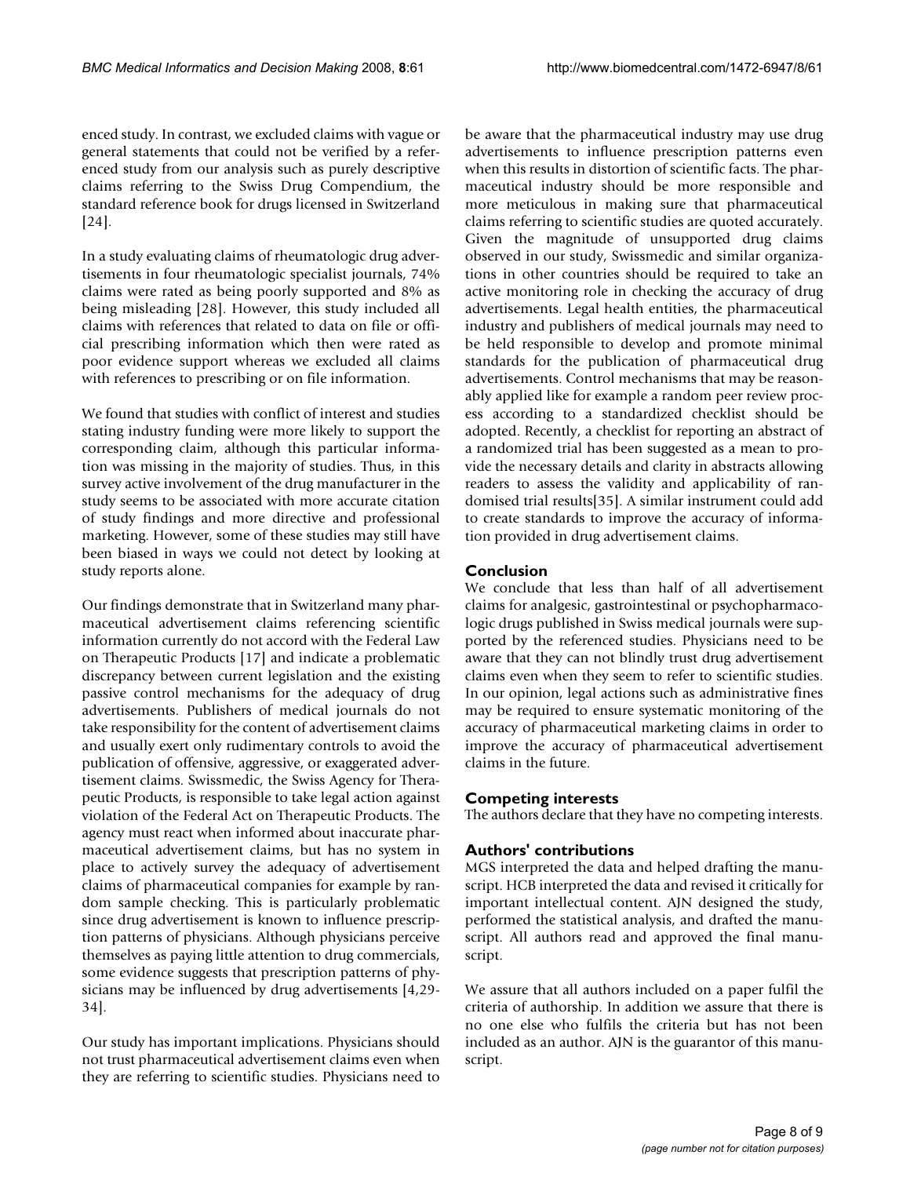enced study. In contrast, we excluded claims with vague or general statements that could not be verified by a referenced study from our analysis such as purely descriptive claims referring to the Swiss Drug Compendium, the standard reference book for drugs licensed in Switzerland [24].

In a study evaluating claims of rheumatologic drug advertisements in four rheumatologic specialist journals, 74% claims were rated as being poorly supported and 8% as being misleading [28]. However, this study included all claims with references that related to data on file or official prescribing information which then were rated as poor evidence support whereas we excluded all claims with references to prescribing or on file information.

We found that studies with conflict of interest and studies stating industry funding were more likely to support the corresponding claim, although this particular information was missing in the majority of studies. Thus, in this survey active involvement of the drug manufacturer in the study seems to be associated with more accurate citation of study findings and more directive and professional marketing. However, some of these studies may still have been biased in ways we could not detect by looking at study reports alone.

Our findings demonstrate that in Switzerland many pharmaceutical advertisement claims referencing scientific information currently do not accord with the Federal Law on Therapeutic Products [17] and indicate a problematic discrepancy between current legislation and the existing passive control mechanisms for the adequacy of drug advertisements. Publishers of medical journals do not take responsibility for the content of advertisement claims and usually exert only rudimentary controls to avoid the publication of offensive, aggressive, or exaggerated advertisement claims. Swissmedic, the Swiss Agency for Therapeutic Products, is responsible to take legal action against violation of the Federal Act on Therapeutic Products. The agency must react when informed about inaccurate pharmaceutical advertisement claims, but has no system in place to actively survey the adequacy of advertisement claims of pharmaceutical companies for example by random sample checking. This is particularly problematic since drug advertisement is known to influence prescription patterns of physicians. Although physicians perceive themselves as paying little attention to drug commercials, some evidence suggests that prescription patterns of physicians may be influenced by drug advertisements [4,29-34].

Our study has important implications. Physicians should not trust pharmaceutical advertisement claims even when they are referring to scientific studies. Physicians need to be aware that the pharmaceutical industry may use drug advertisements to influence prescription patterns even when this results in distortion of scientific facts. The pharmaceutical industry should be more responsible and more meticulous in making sure that pharmaceutical claims referring to scientific studies are quoted accurately. Given the magnitude of unsupported drug claims observed in our study, Swissmedic and similar organizations in other countries should be required to take an active monitoring role in checking the accuracy of drug advertisements. Legal health entities, the pharmaceutical industry and publishers of medical journals may need to be held responsible to develop and promote minimal standards for the publication of pharmaceutical drug advertisements. Control mechanisms that may be reasonably applied like for example a random peer review process according to a standardized checklist should be adopted. Recently, a checklist for reporting an abstract of a randomized trial has been suggested as a mean to provide the necessary details and clarity in abstracts allowing readers to assess the validity and applicability of randomised trial results[35]. A similar instrument could add to create standards to improve the accuracy of information provided in drug advertisement claims.

## Conclusion

We conclude that less than half of all advertisement claims for analgesic, gastrointestinal or psychopharmacologic drugs published in Swiss medical journals were supported by the referenced studies. Physicians need to be aware that they can not blindly trust drug advertisement claims even when they seem to refer to scientific studies. In our opinion, legal actions such as administrative fines may be required to ensure systematic monitoring of the accuracy of pharmaceutical marketing claims in order to improve the accuracy of pharmaceutical advertisement claims in the future.

## Competing interests

The authors declare that they have no competing interests.

## Authors' contributions

MGS interpreted the data and helped drafting the manuscript. HCB interpreted the data and revised it critically for important intellectual content. AJN designed the study, performed the statistical analysis, and drafted the manuscript. All authors read and approved the final manuscript.

We assure that all authors included on a paper fulfil the criteria of authorship. In addition we assure that there is no one else who fulfils the criteria but has not been included as an author. AJN is the guarantor of this manuscript.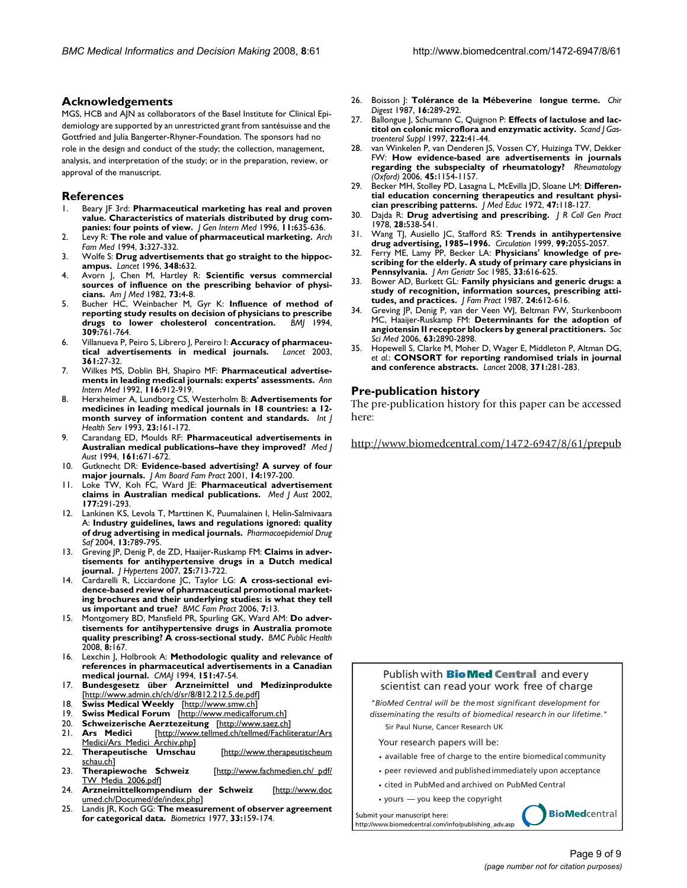## Acknowledgements

MGS, HCB and AJN as collaborators of the Basel Institute for Clinical Epidemiology are supported by an unrestricted grant from santésuisse and the Gottfried and Julia Bangerter-Rhyner-Foundation. The sponsors had no role in the design and conduct of the study; the collection, management, analysis, and interpretation of the study; or in the preparation, review, or approval of the manuscript.

## References

1. Beary JF 3rd: **Pharmaceutical marketing has real and proven value. Characteristics of materials distributed by drug companies: four points of view.** *J Gen Intern Med* 1996, **11:**635-636.
2. Levy R: **The role and value of pharmaceutical marketing.** *Arch Fam Med* 1994, **3:**327-332.
3. Wolfe S: **Drug advertisements that go straight to the hippocampus.** *Lancet* 1996, **348:**632.
4. Avorn J, Chen M, Hartley R: **Scientific versus commercial sources of influence on the prescribing behavior of physicians.** *Am J Med* 1982, **73:**4-8.
5. Bucher HC, Weinbacher M, Gyr K: **Influence of method of reporting study results on decision of physicians to prescribe drugs to lower cholesterol concentration.** *BMJ* 1994, **309:**761-764.
6. Villanueva P, Peiro S, Librero J, Pereiro I: **Accuracy of pharmaceutical advertisements in medical journals.** *Lancet* 2003, **361:**27-32.
7. Wilkes MS, Doblin BH, Shapiro MF: **Pharmaceutical advertisements in leading medical journals: experts' assessments.** *Ann Intern Med* 1992, **116:**912-919.
8. Herxheimer A, Lundborg CS, Westerholm B: **Advertisements for medicines in leading medical journals in 18 countries: a 12-month survey of information content and standards.** *Int J Health Serv* 1993, **23:**161-172.
9. Carandang ED, Moulds RF: **Pharmaceutical advertisements in Australian medical publications–have they improved?** *Med J Aust* 1994, **161:**671-672.
10. Gutknecht DR: **Evidence-based advertising? A survey of four major journals.** *J Am Board Fam Pract* 2001, **14:**197-200.
11. Loke TW, Koh FC, Ward JE: **Pharmaceutical advertisement claims in Australian medical publications.** *Med J Aust* 2002, **177:**291-293.
12. Lankinen KS, Levola T, Marttinen K, Puumalainen I, Helin-Salmivaara A: **Industry guidelines, laws and regulations ignored: quality of drug advertising in medical journals.** *Pharmacoepidemiol Drug Saf* 2004, **13:**789-795.
13. Greving JP, Denig P, de ZD, Haaijer-Ruskamp FM: **Claims in advertisements for antihypertensive drugs in a Dutch medical journal.** *J Hypertens* 2007, **25:**713-722.
14. Cardarelli R, Licciardone JC, Taylor LG: **A cross-sectional evidence-based review of pharmaceutical promotional marketing brochures and their underlying studies: is what they tell us important and true?** *BMC Fam Pract* 2006, **7:**13.
15. Montgomery BD, Mansfield PR, Spurling GK, Ward AM: **Do advertisements for antihypertensive drugs in Australia promote quality prescribing? A cross-sectional study.** *BMC Public Health* 2008, **8:**167.
16. Lexchin J, Holbrook A: **Methodologic quality and relevance of references in pharmaceutical advertisements in a Canadian medical journal.** *CMAJ* 1994, **151:**47-54.
17. **Bundesgesetz über Arzneimittel und Medizinprodukte** [http://www.admin.ch/ch/d/sr/8/812.212.5.de.pdf]
18. **Swiss Medical Weekly** [http://www.smw.ch]
19. **Swiss Medical Forum** [http://www.medicalforum.ch]
20. **Schweizerische Aerztezeitung** [http://www.saez.ch]
21. **Ars Medici** [http://www.tellmed.ch/tellmed/Fachliteratur/Ars Medici/Ars_Medici_Archiv.php]
22. **Therapeutische Umschau** [http://www.therapeutischeumschau.ch]
23. **Therapiewoche Schweiz** [http://www.fachmedien.ch/_pdf/TW_Media_2006.pdf]
24. **Arzneimittelkompendium der Schweiz** [http://www.documed.ch/Documed/de/index.php]
25. Landis JR, Koch GG: **The measurement of observer agreement for categorical data.** *Biometrics* 1977, **33:**159-174.
26. Boisson J: **Tolérance de la Mébeverine longue terme.** *Chir Digest* 1987, **16:**289-292.
27. Ballongue J, Schumann C, Quignon P: **Effects of lactulose and lactitol on colonic microflora and enzymatic activity.** *Scand J Gastroenterol Suppl* 1997, **222:**41-44.
28. van Winkelen P, van Denderen JS, Vossen CY, Huizinga TW, Dekker FW: **How evidence-based are advertisements in journals regarding the subspecialty of rheumatology?** *Rheumatology (Oxford)* 2006, **45:**1154-1157.
29. Becker MH, Stolley PD, Lasagna L, McEvilla JD, Sloane LM: **Differential education concerning therapeutics and resultant physician prescribing patterns.** *J Med Educ* 1972, **47:**118-127.
30. Dajda R: **Drug advertising and prescribing.** *J R Coll Gen Pract* 1978, **28:**538-541.
31. Wang TJ, Ausiello JC, Stafford RS: **Trends in antihypertensive drug advertising, 1985–1996.** *Circulation* 1999, **99:**2055-2057.
32. Ferry ME, Lamy PP, Becker LA: **Physicians' knowledge of prescribing for the elderly. A study of primary care physicians in Pennsylvania.** *J Am Geriatr Soc* 1985, **33:**616-625.
33. Bower AD, Burkett GL: **Family physicians and generic drugs: a study of recognition, information sources, prescribing attitudes, and practices.** *J Fam Pract* 1987, **24:**612-616.
34. Greving JP, Denig P, van der Veen WJ, Beltman FW, Sturkenboom MC, Haaijer-Ruskamp FM: **Determinants for the adoption of angiotensin II receptor blockers by general practitioners.** *Soc Sci Med* 2006, **63:**2890-2898.
35. Hopewell S, Clarke M, Moher D, Wager E, Middleton P, Altman DG, *et al.*: **CONSORT for reporting randomised trials in journal and conference abstracts.** *Lancet* 2008, **371:**281-283.

## Pre-publication history

The pre-publication history for this paper can be accessed here:

http://www.biomedcentral.com/1472-6947/8/61/prepub

Publish with **BioMed Central** and every scientist can read your work free of charge

*"BioMed Central will be the most significant development for disseminating the results of biomedical research in our lifetime."*

Sir Paul Nurse, Cancer Research UK

Your research papers will be:

- available free of charge to the entire biomedical community
- peer reviewed and published immediately upon acceptance
- cited in PubMed and archived on PubMed Central
- yours — you keep the copyright

Submit your manuscript here:
http://www.biomedcentral.com/info/publishing_adv.asp

**BioMed**central